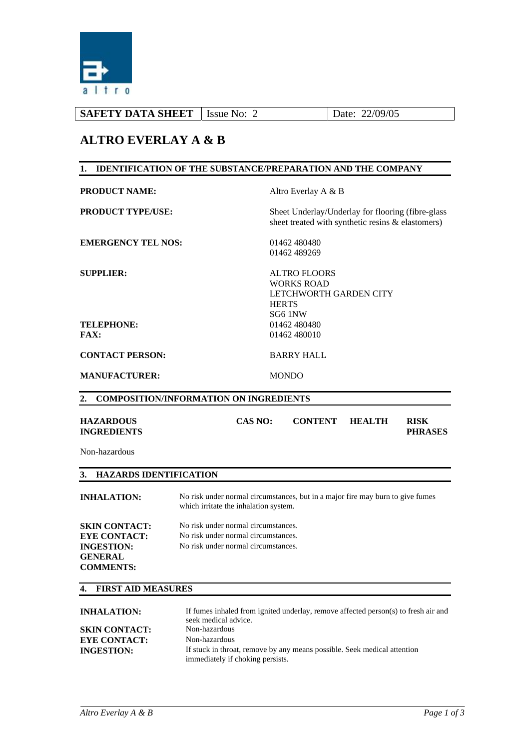| SAFETY DATA SHEET | Issue No: 2 | Date: 22/09/05 |
|---|---|---|

# ALTRO EVERLAY A & B

## 1. IDENTIFICATION OF THE SUBSTANCE/PREPARATION AND THE COMPANY

**PRODUCT NAME:** Altro Everlay A & B

**PRODUCT TYPE/USE:** Sheet Underlay/Underlay for flooring (fibre-glass sheet treated with synthetic resins & elastomers)

**EMERGENCY TEL NOS:** 01462 480480
01462 489269

**SUPPLIER:** ALTRO FLOORS
WORKS ROAD
LETCHWORTH GARDEN CITY
HERTS
SG6 1NW

**TELEPHONE:** 01462 480480

**FAX:** 01462 480010

**CONTACT PERSON:** BARRY HALL

**MANUFACTURER:** MONDO

## 2. COMPOSITION/INFORMATION ON INGREDIENTS

| HAZARDOUS INGREDIENTS | CAS NO: | CONTENT | HEALTH | RISK PHRASES |
|---|---|---|---|---|
| Non-hazardous | | | | |

## 3. HAZARDS IDENTIFICATION

**INHALATION:** No risk under normal circumstances, but in a major fire may burn to give fumes which irritate the inhalation system.

**SKIN CONTACT:** No risk under normal circumstances.

**EYE CONTACT:** No risk under normal circumstances.

**INGESTION:** No risk under normal circumstances.

**GENERAL COMMENTS:**

## 4. FIRST AID MEASURES

**INHALATION:** If fumes inhaled from ignited underlay, remove affected person(s) to fresh air and seek medical advice.

**SKIN CONTACT:** Non-hazardous

**EYE CONTACT:** Non-hazardous

**INGESTION:** If stuck in throat, remove by any means possible. Seek medical attention immediately if choking persists.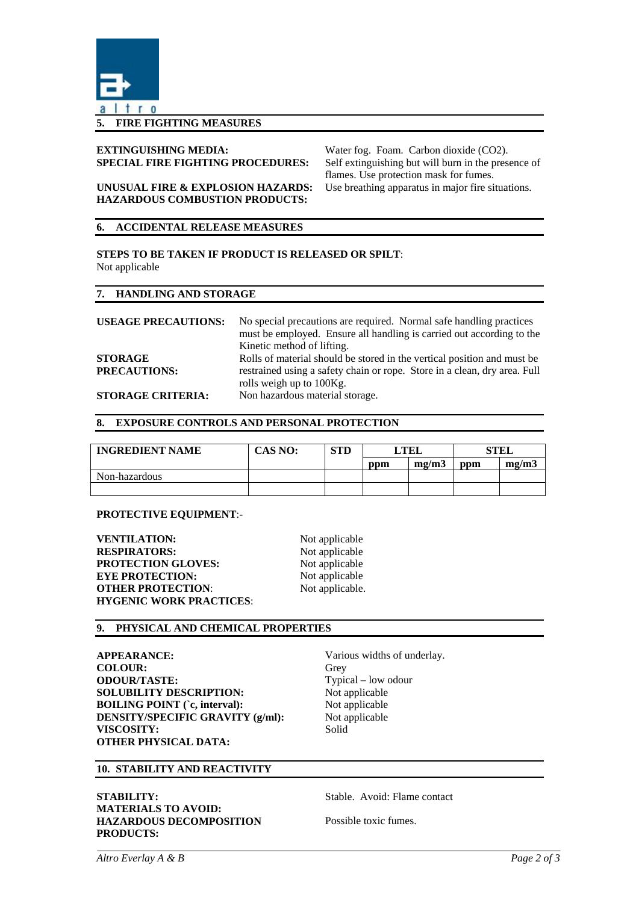## 5. FIRE FIGHTING MEASURES

**EXTINGUISHING MEDIA:** Water fog. Foam. Carbon dioxide ($CO_2$).

**SPECIAL FIRE FIGHTING PROCEDURES:** Self extinguishing but will burn in the presence of flames. Use protection mask for fumes.

**UNUSUAL FIRE & EXPLOSION HAZARDS:** Use breathing apparatus in major fire situations.

**HAZARDOUS COMBUSTION PRODUCTS:**

## 6. ACCIDENTAL RELEASE MEASURES

**STEPS TO BE TAKEN IF PRODUCT IS RELEASED OR SPILT**:
Not applicable

## 7. HANDLING AND STORAGE

**USEAGE PRECAUTIONS:** No special precautions are required. Normal safe handling practices must be employed. Ensure all handling is carried out according to the Kinetic method of lifting.

**STORAGE PRECAUTIONS:** Rolls of material should be stored in the vertical position and must be restrained using a safety chain or rope. Store in a clean, dry area. Full rolls weigh up to 100Kg.

**STORAGE CRITERIA:** Non hazardous material storage.

## 8. EXPOSURE CONTROLS AND PERSONAL PROTECTION

| INGREDIENT NAME | CAS NO: | STD | LTEL | | STEL | |
|---|---|---|---|---|---|---|
| | | | ppm | mg/m3 | ppm | mg/m3 |
| Non-hazardous | | | | | | |
| | | | | | | |

**PROTECTIVE EQUIPMENT**:-

**VENTILATION:** Not applicable
**RESPIRATORS:** Not applicable
**PROTECTION GLOVES:** Not applicable
**EYE PROTECTION:** Not applicable
**OTHER PROTECTION**: Not applicable.
**HYGENIC WORK PRACTICES**:

## 9. PHYSICAL AND CHEMICAL PROPERTIES

**APPEARANCE:** Various widths of underlay.
**COLOUR:** Grey
**ODOUR/TASTE:** Typical – low odour
**SOLUBILITY DESCRIPTION:** Not applicable
**BOILING POINT (`c, interval):** Not applicable
**DENSITY/SPECIFIC GRAVITY (g/ml):** Not applicable
**VISCOSITY:** Solid
**OTHER PHYSICAL DATA:**

## 10. STABILITY AND REACTIVITY

**STABILITY:** Stable. Avoid: Flame contact
**MATERIALS TO AVOID:**
**HAZARDOUS DECOMPOSITION PRODUCTS:** Possible toxic fumes.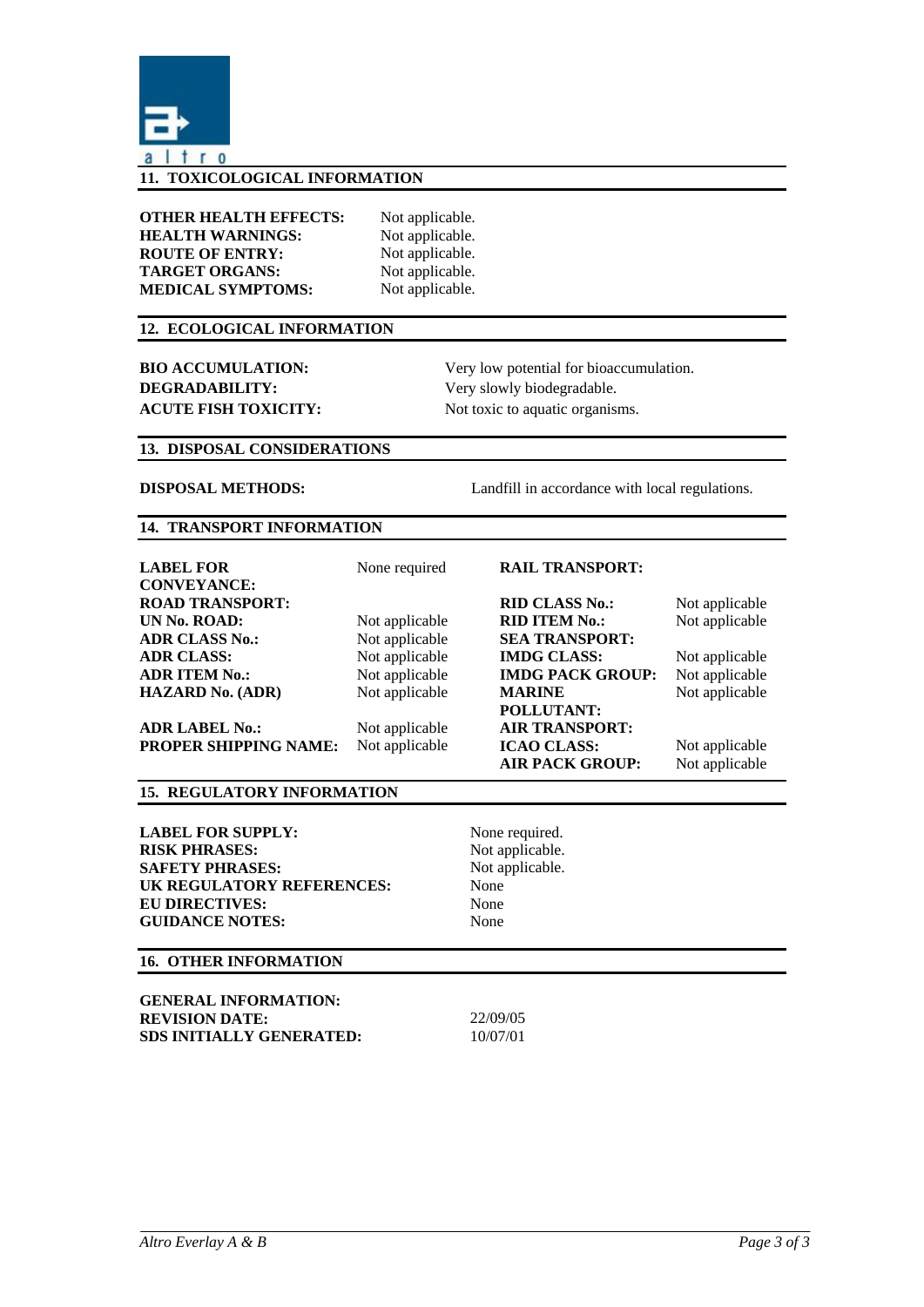## 11. TOXICOLOGICAL INFORMATION

**OTHER HEALTH EFFECTS:** Not applicable.
**HEALTH WARNINGS:** Not applicable.
**ROUTE OF ENTRY:** Not applicable.
**TARGET ORGANS:** Not applicable.
**MEDICAL SYMPTOMS:** Not applicable.

## 12. ECOLOGICAL INFORMATION

**BIO ACCUMULATION:** Very low potential for bioaccumulation.
**DEGRADABILITY:** Very slowly biodegradable.
**ACUTE FISH TOXICITY:** Not toxic to aquatic organisms.

## 13. DISPOSAL CONSIDERATIONS

**DISPOSAL METHODS:** Landfill in accordance with local regulations.

## 14. TRANSPORT INFORMATION

| | | | |
|---|---|---|---|
| **LABEL FOR CONVEYANCE:** | None required | **RAIL TRANSPORT:** | |
| **ROAD TRANSPORT:** | | **RID CLASS No.:** | Not applicable |
| **UN No. ROAD:** | Not applicable | **RID ITEM No.:** | Not applicable |
| **ADR CLASS No.:** | Not applicable | **SEA TRANSPORT:** | |
| **ADR CLASS:** | Not applicable | **IMDG CLASS:** | Not applicable |
| **ADR ITEM No.:** | Not applicable | **IMDG PACK GROUP:** | Not applicable |
| **HAZARD No. (ADR)** | Not applicable | **MARINE POLLUTANT:** | Not applicable |
| **ADR LABEL No.:** | Not applicable | **AIR TRANSPORT:** | |
| **PROPER SHIPPING NAME:** | Not applicable | **ICAO CLASS:** | Not applicable |
| | | **AIR PACK GROUP:** | Not applicable |

## 15. REGULATORY INFORMATION

**LABEL FOR SUPPLY:** None required.
**RISK PHRASES:** Not applicable.
**SAFETY PHRASES:** Not applicable.
**UK REGULATORY REFERENCES:** None
**EU DIRECTIVES:** None
**GUIDANCE NOTES:** None

## 16. OTHER INFORMATION

**GENERAL INFORMATION:**
**REVISION DATE:** 22/09/05
**SDS INITIALLY GENERATED:** 10/07/01